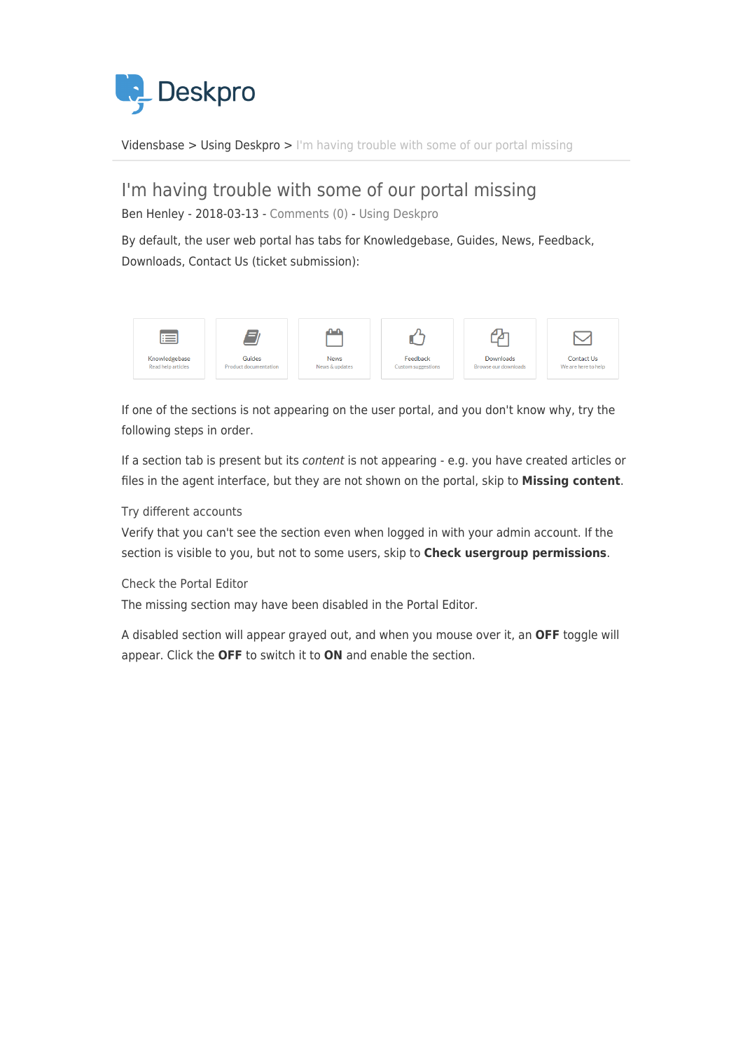Vidensbase > Using Deskpro > I'm having trouble with some of our portal missing

# I'm having trouble with some of our portal missing

Ben Henley - 2018-03-13 - Comments (0) - Using Deskpro

By default, the user web portal has tabs for Knowledgebase, Guides, News, Feedback, Downloads, Contact Us (ticket submission):

| Knowledgebase | Guides | News | Feedback | Downloads | Contact Us |
|---|---|---|---|---|---|
| Read help articles | Product documentation | News & updates | Custom suggestions | Browse our downloads | We are here to help |

If one of the sections is not appearing on the user portal, and you don't know why, try the following steps in order.

If a section tab is present but its *content* is not appearing - e.g. you have created articles or files in the agent interface, but they are not shown on the portal, skip to **Missing content**.

### Try different accounts

Verify that you can't see the section even when logged in with your admin account. If the section is visible to you, but not to some users, skip to **Check usergroup permissions**.

### Check the Portal Editor

The missing section may have been disabled in the Portal Editor.

A disabled section will appear grayed out, and when you mouse over it, an **OFF** toggle will appear. Click the **OFF** to switch it to **ON** and enable the section.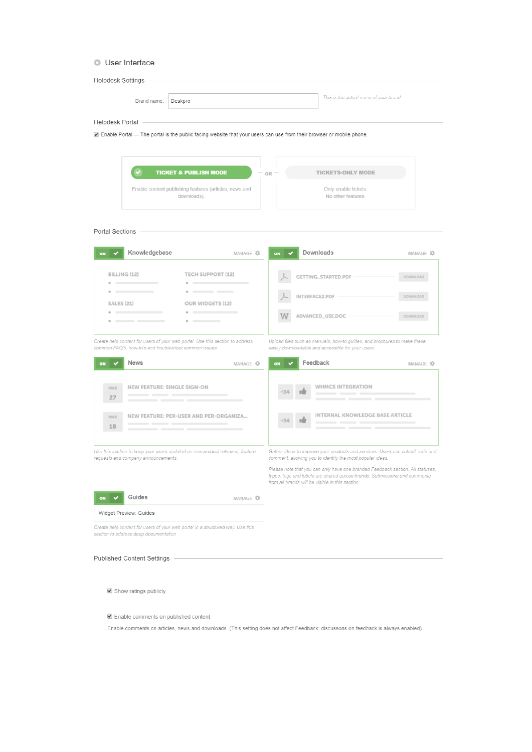# User Interface

## Helpdesk Settings

Brand name: Deskpro

*This is the actual name of your brand.*

## Helpdesk Portal

☑ Enable Portal — The portal is the public facing website that your users can use from their browser or mobile phone.

**TICKET & PUBLISH MODE**

Enable content publishing features (articles, news and downloads).

— OR —

**TICKETS-ONLY MODE**

Only enable tickets. No other features.

## Portal Sections

**ON** **Knowledgebase** MANAGE

BILLING (12)

TECH SUPPORT (12)

SALES (21)

OUR WIDGETS (12)

*Create help content for users of your web portal. Use this section to address common FAQ's, how-to's and troubleshoot common issues.*

**ON** **Downloads** MANAGE

GETTING_STARTED.PDF — DOWNLOAD

INTERFACE2.PDF — DOWNLOAD

ADVANCED_USE.DOC — DOWNLOAD

*Upload files such as manuals, how-to guides, and brochures to make these easily downloadable and accessible for your users.*

**ON** **News** MANAGE

MAR 27 — NEW FEATURE: SINGLE SIGN-ON

MAR 18 — NEW FEATURE: PER-USER AND PER-ORGANIZA...

*Use this section to keep your users updated on new product releases, feature requests and company announcements.*

**ON** **Feedback** MANAGE

+34 — WHMCS INTEGRATION

+34 — INTERNAL KNOWLEDGE BASE ARTICLE

*Gather ideas to improve your products and services. Users can submit, vote and comment, allowing you to identify the most popular ideas.*

*Please note that you can only have one branded Feedback section. All statuses, types, tags and labels are shared across brands. Submissions and comments from all brands will be visible in this section.*

**ON** **Guides** MANAGE

Widget Preview: Guides

*Create help content for users of your web portal in a structured way. Use this section to address deep documentation*

## Published Content Settings

☑ Show ratings publicly

☑ Enable comments on published content

Enable comments on articles, news and downloads. (This setting does not affect Feedback; discussons on feedback is always enabled).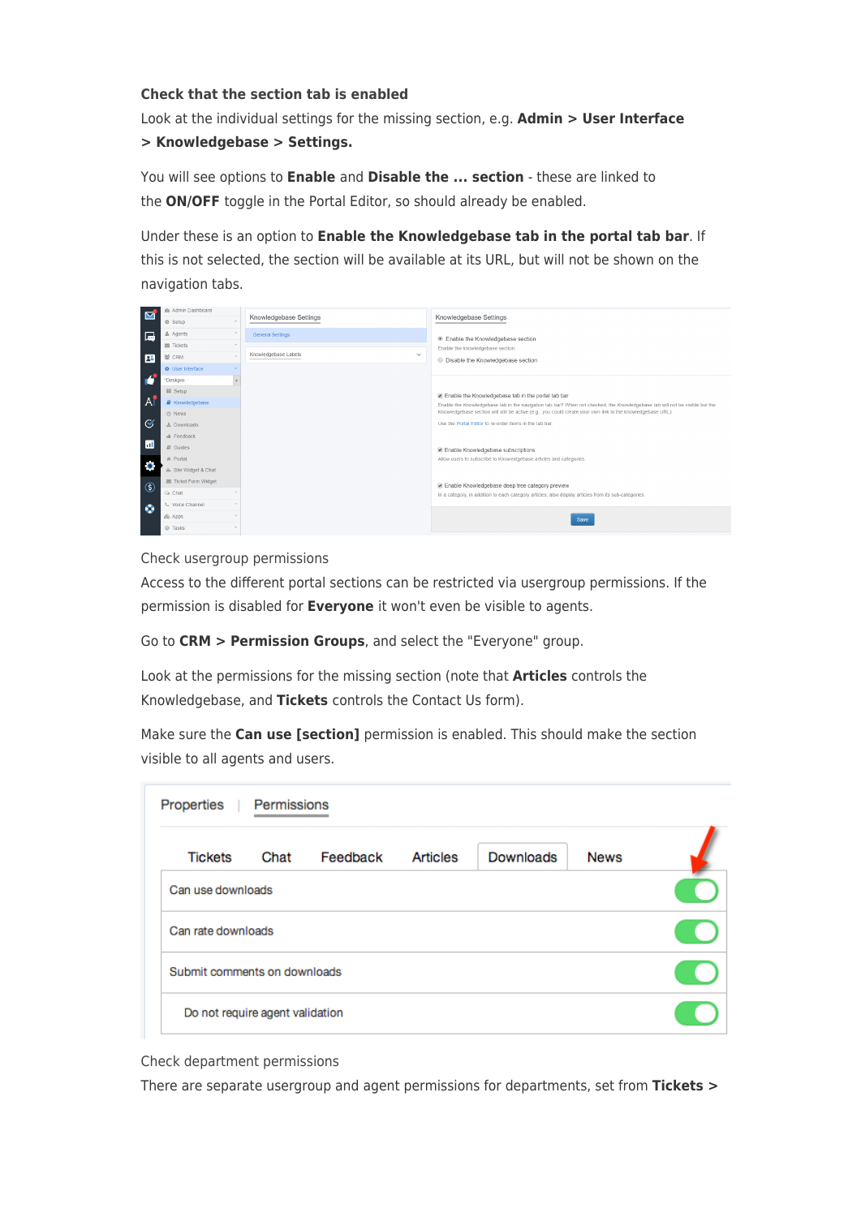**Check that the section tab is enabled**

Look at the individual settings for the missing section, e.g. **Admin > User Interface > Knowledgebase > Settings.**

You will see options to **Enable** and **Disable the ... section** - these are linked to the **ON/OFF** toggle in the Portal Editor, so should already be enabled.

Under these is an option to **Enable the Knowledgebase tab in the portal tab bar**. If this is not selected, the section will be available at its URL, but will not be shown on the navigation tabs.

Check usergroup permissions

Access to the different portal sections can be restricted via usergroup permissions. If the permission is disabled for **Everyone** it won't even be visible to agents.

Go to **CRM > Permission Groups**, and select the "Everyone" group.

Look at the permissions for the missing section (note that **Articles** controls the Knowledgebase, and **Tickets** controls the Contact Us form).

Make sure the **Can use [section]** permission is enabled. This should make the section visible to all agents and users.

Check department permissions

There are separate usergroup and agent permissions for departments, set from **Tickets >**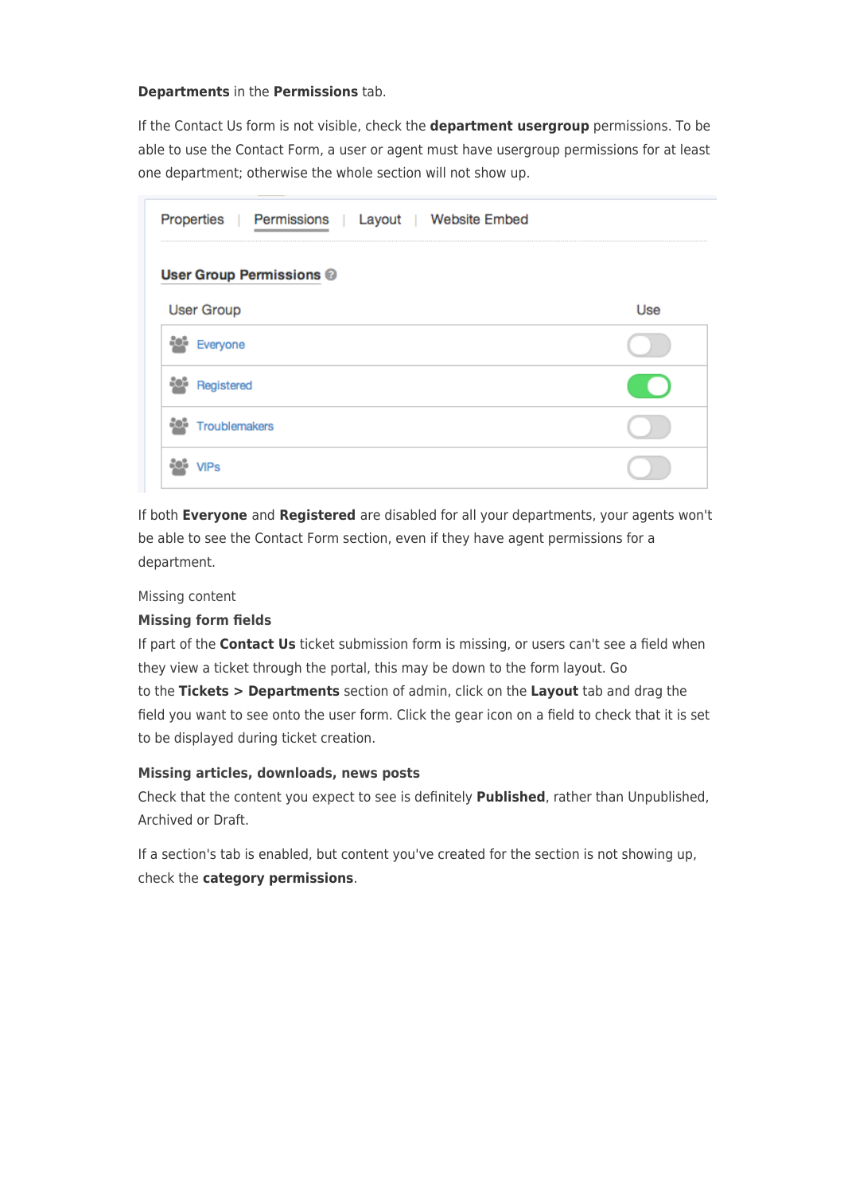**Departments** in the **Permissions** tab.

If the Contact Us form is not visible, check the **department usergroup** permissions. To be able to use the Contact Form, a user or agent must have usergroup permissions for at least one department; otherwise the whole section will not show up.

Properties | Permissions | Layout | Website Embed

**User Group Permissions**

| User Group | Use |
|---|---|
| Everyone | Off |
| Registered | On |
| Troublemakers | Off |
| VIPs | Off |

If both **Everyone** and **Registered** are disabled for all your departments, your agents won't be able to see the Contact Form section, even if they have agent permissions for a department.

Missing content

**Missing form fields**

If part of the **Contact Us** ticket submission form is missing, or users can't see a field when they view a ticket through the portal, this may be down to the form layout. Go to the **Tickets > Departments** section of admin, click on the **Layout** tab and drag the field you want to see onto the user form. Click the gear icon on a field to check that it is set to be displayed during ticket creation.

**Missing articles, downloads, news posts**

Check that the content you expect to see is definitely **Published**, rather than Unpublished, Archived or Draft.

If a section's tab is enabled, but content you've created for the section is not showing up, check the **category permissions**.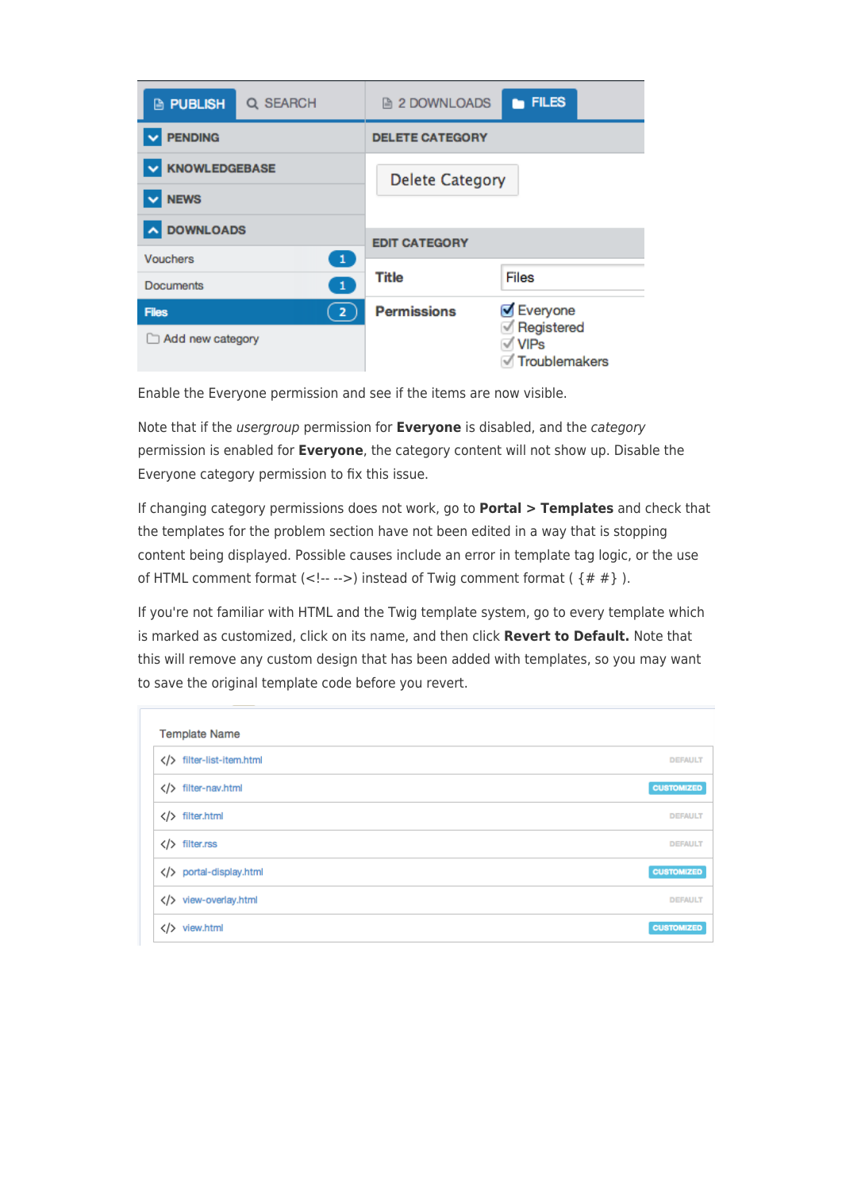Enable the Everyone permission and see if the items are now visible.

Note that if the *usergroup* permission for **Everyone** is disabled, and the *category* permission is enabled for **Everyone**, the category content will not show up. Disable the Everyone category permission to fix this issue.

If changing category permissions does not work, go to **Portal > Templates** and check that the templates for the problem section have not been edited in a way that is stopping content being displayed. Possible causes include an error in template tag logic, or the use of HTML comment format (<!-- -->) instead of Twig comment format ( {# #} ).

If you're not familiar with HTML and the Twig template system, go to every template which is marked as customized, click on its name, and then click **Revert to Default.** Note that this will remove any custom design that has been added with templates, so you may want to save the original template code before you revert.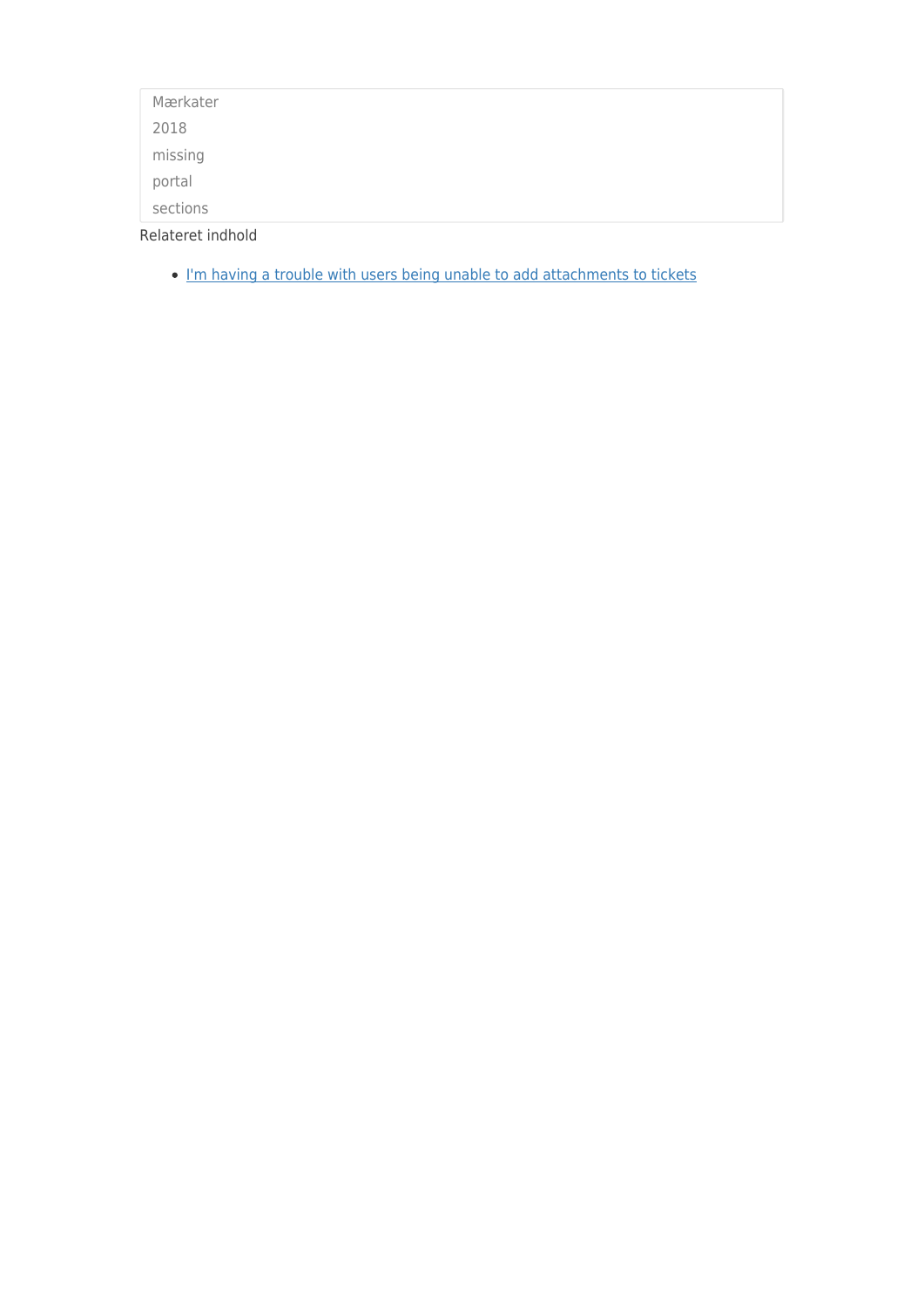Mærkater

2018

missing

portal

sections

Relateret indhold

- I'm having a trouble with users being unable to add attachments to tickets